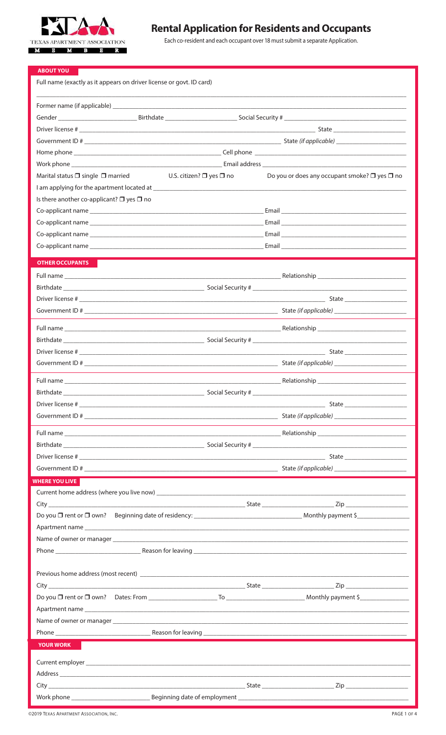# Rental Application for Residents and Occupants

Each co-resident and each occupant over 18 must submit a separate Application.

## ABOUT YOU

Full name (exactly as it appears on driver license or govt. ID card)

______________________________

Former name (if applicable) ______________________________

Gender ____________ Birthdate ____________ Social Security # ____________

Driver license # ______________________________ State ____________

Government ID # ______________________________ State *(if applicable)* ____________

Home phone ______________________________ Cell phone ______________________________

Work phone ______________________________ Email address ______________________________

Marital status ☐ single ☐ married U.S. citizen? ☐ yes ☐ no Do you or does any occupant smoke? ☐ yes ☐ no

I am applying for the apartment located at ______________________________

Is there another co-applicant? ☐ yes ☐ no

Co-applicant name ______________________________ Email ______________________________

Co-applicant name ______________________________ Email ______________________________

Co-applicant name ______________________________ Email ______________________________

Co-applicant name ______________________________ Email ______________________________

## OTHER OCCUPANTS

Full name ______________________________ Relationship ____________

Birthdate ______________________________ Social Security # ______________________________

Driver license # ______________________________ State ____________

Government ID # ______________________________ State *(if applicable)* ____________

Full name ______________________________ Relationship ____________

Birthdate ______________________________ Social Security # ______________________________

Driver license # ______________________________ State ____________

Government ID # ______________________________ State *(if applicable)* ____________

Full name ______________________________ Relationship ____________

Birthdate ______________________________ Social Security # ______________________________

Driver license # ______________________________ State ____________

Government ID # ______________________________ State *(if applicable)* ____________

Full name ______________________________ Relationship ____________

Birthdate ______________________________ Social Security # ______________________________

Driver license # ______________________________ State ____________

Government ID # ______________________________ State *(if applicable)* ____________

## WHERE YOU LIVE

Current home address (where you live now) ______________________________

City ______________________________ State ____________ Zip ____________

Do you ☐ rent or ☐ own? Beginning date of residency: ____________ Monthly payment $____________

Apartment name ______________________________

Name of owner or manager ______________________________

Phone ____________ Reason for leaving ______________________________

Previous home address (most recent) ______________________________

City ______________________________ State ____________ Zip ____________

Do you ☐ rent or ☐ own? Dates: From ____________ To ____________ Monthly payment $____________

Apartment name ______________________________

Name of owner or manager ______________________________

Phone ____________ Reason for leaving ______________________________

## YOUR WORK

Current employer ______________________________

Address ______________________________

City ______________________________ State ____________ Zip ____________

Work phone ____________ Beginning date of employment ______________________________

©2019 Texas Apartment Association, Inc.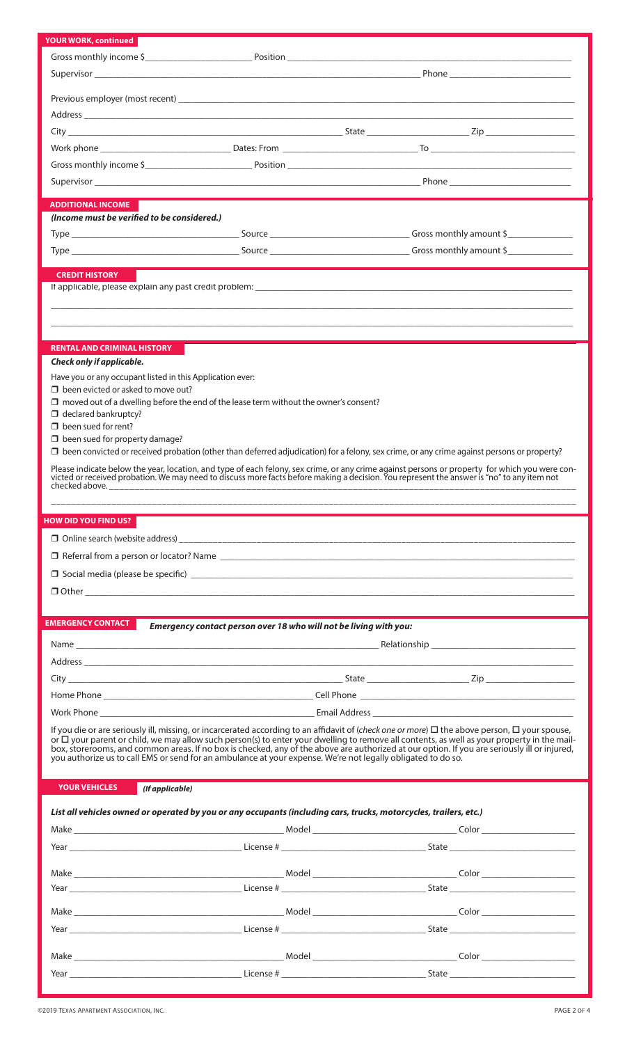## YOUR WORK, continued

Gross monthly income $______________________ Position ______________________________________________

Supervisor ______________________________________________________________ Phone ______________________

Previous employer (most recent) ______________________________________________________________________

Address ___________________________________________________________________________________________

City ___________________________________________________ State ____________________ Zip ________________

Work phone __________________________ Dates: From __________________________ To __________________________

Gross monthly income $______________________ Position ______________________________________________

Supervisor ______________________________________________________________ Phone ______________________

## ADDITIONAL INCOME

***(Income must be verified to be considered.)***

Type ______________________________ Source ______________________________ Gross monthly amount $____________

Type ______________________________ Source ______________________________ Gross monthly amount $____________

## CREDIT HISTORY

If applicable, please explain any past credit problem: ____________________________________________________

___________________________________________________________________________________________________

___________________________________________________________________________________________________

## RENTAL AND CRIMINAL HISTORY

***Check only if applicable.***

Have you or any occupant listed in this Application ever:

- ☐ been evicted or asked to move out?
- ☐ moved out of a dwelling before the end of the lease term without the owner's consent?
- ☐ declared bankruptcy?
- ☐ been sued for rent?
- ☐ been sued for property damage?
- ☐ been convicted or received probation (other than deferred adjudication) for a felony, sex crime, or any crime against persons or property?

Please indicate below the year, location, and type of each felony, sex crime, or any crime against persons or property for which you were convicted or received probation. We may need to discuss more facts before making a decision. You represent the answer is "no" to any item not checked above. ______________________________________________________________________________

___________________________________________________________________________________________________

## HOW DID YOU FIND US?

☐ Online search (website address) ____________________________________________________________________

☐ Referral from a person or locator? Name ______________________________________________________________

☐ Social media (please be specific) ____________________________________________________________________

☐ Other ___________________________________________________________________________________________

## EMERGENCY CONTACT

***Emergency contact person over 18 who will not be living with you:***

Name ______________________________________________________ Relationship ______________________________

Address ___________________________________________________________________________________________

City ___________________________________________________ State ____________________ Zip ________________

Home Phone ______________________________________ Cell Phone _____________________________________________

Work Phone ______________________________________ Email Address __________________________________________

If you die or are seriously ill, missing, or incarcerated according to an affidavit of (*check one or more*) ☐ the above person, ☐ your spouse, or ☐ your parent or child, we may allow such person(s) to enter your dwelling to remove all contents, as well as your property in the mailbox, storerooms, and common areas. If no box is checked, any of the above are authorized at our option. If you are seriously ill or injured, you authorize us to call EMS or send for an ambulance at your expense. We're not legally obligated to do so.

## YOUR VEHICLES *(If applicable)*

***List all vehicles owned or operated by you or any occupants (including cars, trucks, motorcycles, trailers, etc.)***

Make ______________________________ Model ______________________________ Color ____________________

Year ______________________________ License # ______________________________ State ____________________

Make ______________________________ Model ______________________________ Color ____________________

Year ______________________________ License # ______________________________ State ____________________

Make ______________________________ Model ______________________________ Color ____________________

Year ______________________________ License # ______________________________ State ____________________

Make ______________________________ Model ______________________________ Color ____________________

Year ______________________________ License # ______________________________ State ____________________

©2019 Texas Apartment Association, Inc.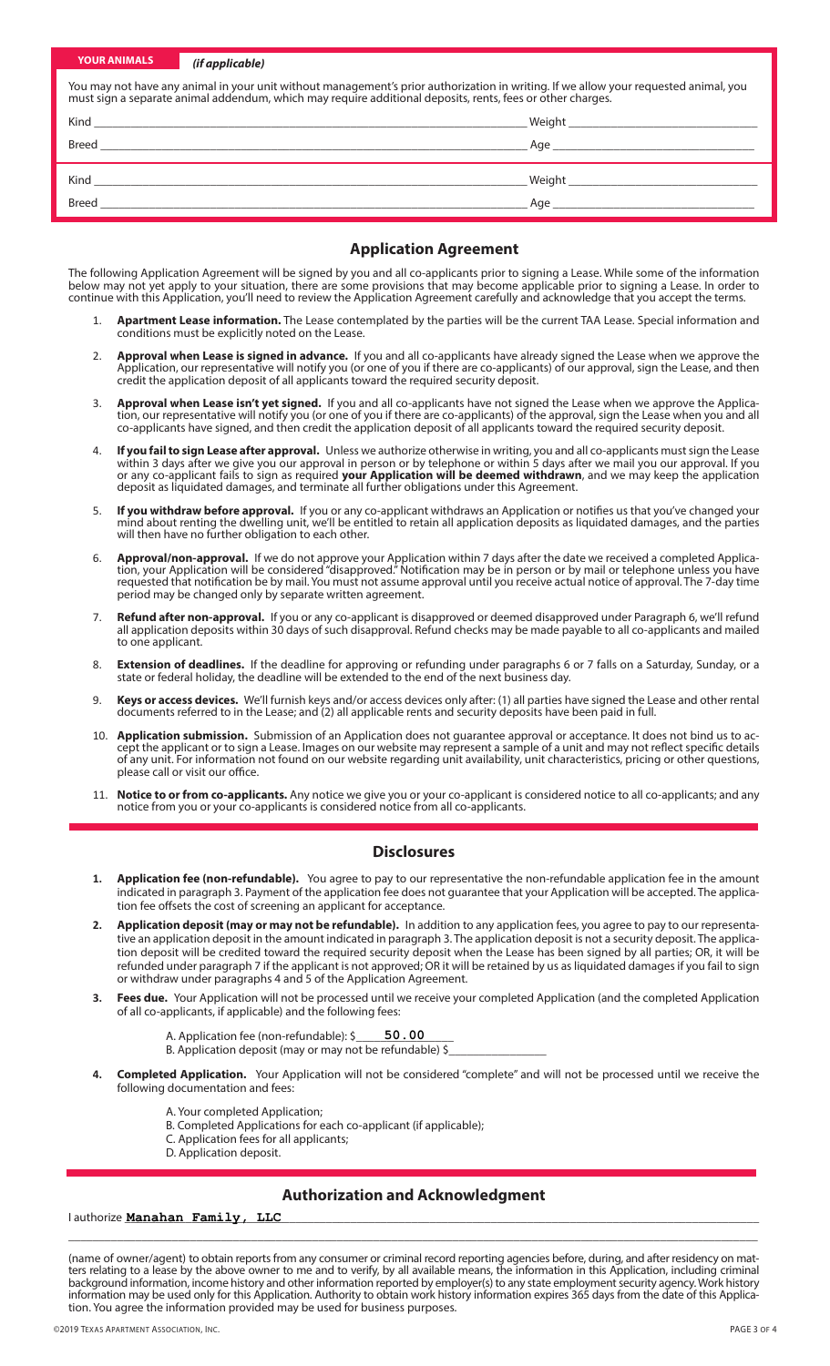**YOUR ANIMALS** *(if applicable)*

You may not have any animal in your unit without management's prior authorization in writing. If we allow your requested animal, you must sign a separate animal addendum, which may require additional deposits, rents, fees or other charges.

Kind ______________________________ Weight ______________

Breed ______________________________ Age ______________

Kind ______________________________ Weight ______________

Breed ______________________________ Age ______________

## Application Agreement

The following Application Agreement will be signed by you and all co-applicants prior to signing a Lease. While some of the information below may not yet apply to your situation, there are some provisions that may become applicable prior to signing a Lease. In order to continue with this Application, you'll need to review the Application Agreement carefully and acknowledge that you accept the terms.

1. **Apartment Lease information.** The Lease contemplated by the parties will be the current TAA Lease. Special information and conditions must be explicitly noted on the Lease.
2. **Approval when Lease is signed in advance.** If you and all co-applicants have already signed the Lease when we approve the Application, our representative will notify you (or one of you if there are co-applicants) of our approval, sign the Lease, and then credit the application deposit of all applicants toward the required security deposit.
3. **Approval when Lease isn't yet signed.** If you and all co-applicants have not signed the Lease when we approve the Application, our representative will notify you (or one of you if there are co-applicants) of the approval, sign the Lease when you and all co-applicants have signed, and then credit the application deposit of all applicants toward the required security deposit.
4. **If you fail to sign Lease after approval.** Unless we authorize otherwise in writing, you and all co-applicants must sign the Lease within 3 days after we give you our approval in person or by telephone or within 5 days after we mail you our approval. If you or any co-applicant fails to sign as required **your Application will be deemed withdrawn**, and we may keep the application deposit as liquidated damages, and terminate all further obligations under this Agreement.
5. **If you withdraw before approval.** If you or any co-applicant withdraws an Application or notifies us that you've changed your mind about renting the dwelling unit, we'll be entitled to retain all application deposits as liquidated damages, and the parties will then have no further obligation to each other.
6. **Approval/non-approval.** If we do not approve your Application within 7 days after the date we received a completed Application, your Application will be considered "disapproved." Notification may be in person or by mail or telephone unless you have requested that notification be by mail. You must not assume approval until you receive actual notice of approval. The 7-day time period may be changed only by separate written agreement.
7. **Refund after non-approval.** If you or any co-applicant is disapproved or deemed disapproved under Paragraph 6, we'll refund all application deposits within 30 days of such disapproval. Refund checks may be made payable to all co-applicants and mailed to one applicant.
8. **Extension of deadlines.** If the deadline for approving or refunding under paragraphs 6 or 7 falls on a Saturday, Sunday, or a state or federal holiday, the deadline will be extended to the end of the next business day.
9. **Keys or access devices.** We'll furnish keys and/or access devices only after: (1) all parties have signed the Lease and other rental documents referred to in the Lease; and (2) all applicable rents and security deposits have been paid in full.
10. **Application submission.** Submission of an Application does not guarantee approval or acceptance. It does not bind us to accept the applicant or to sign a Lease. Images on our website may represent a sample of a unit and may not reflect specific details of any unit. For information not found on our website regarding unit availability, unit characteristics, pricing or other questions, please call or visit our office.
11. **Notice to or from co-applicants.** Any notice we give you or your co-applicant is considered notice to all co-applicants; and any notice from you or your co-applicants is considered notice from all co-applicants.

## Disclosures

1. **Application fee (non-refundable).** You agree to pay to our representative the non-refundable application fee in the amount indicated in paragraph 3. Payment of the application fee does not guarantee that your Application will be accepted. The application fee offsets the cost of screening an applicant for acceptance.
2. **Application deposit (may or may not be refundable).** In addition to any application fees, you agree to pay to our representative an application deposit in the amount indicated in paragraph 3. The application deposit is not a security deposit. The application deposit will be credited toward the required security deposit when the Lease has been signed by all parties; OR, it will be refunded under paragraph 7 if the applicant is not approved; OR it will be retained by us as liquidated damages if you fail to sign or withdraw under paragraphs 4 and 5 of the Application Agreement.
3. **Fees due.** Your Application will not be processed until we receive your completed Application (and the completed Application of all co-applicants, if applicable) and the following fees:

   A. Application fee (non-refundable): $ 50.00

   B. Application deposit (may or may not be refundable) $________
4. **Completed Application.** Your Application will not be considered "complete" and will not be processed until we receive the following documentation and fees:

   A. Your completed Application;

   B. Completed Applications for each co-applicant (if applicable);

   C. Application fees for all applicants;

   D. Application deposit.

## Authorization and Acknowledgment

I authorize **Manahan Family, LLC**

(name of owner/agent) to obtain reports from any consumer or criminal record reporting agencies before, during, and after residency on matters relating to a lease by the above owner to me and to verify, by all available means, the information in this Application, including criminal background information, income history and other information reported by employer(s) to any state employment security agency. Work history information may be used only for this Application. Authority to obtain work history information expires 365 days from the date of this Application. You agree the information provided may be used for business purposes.

©2019 Texas Apartment Association, Inc.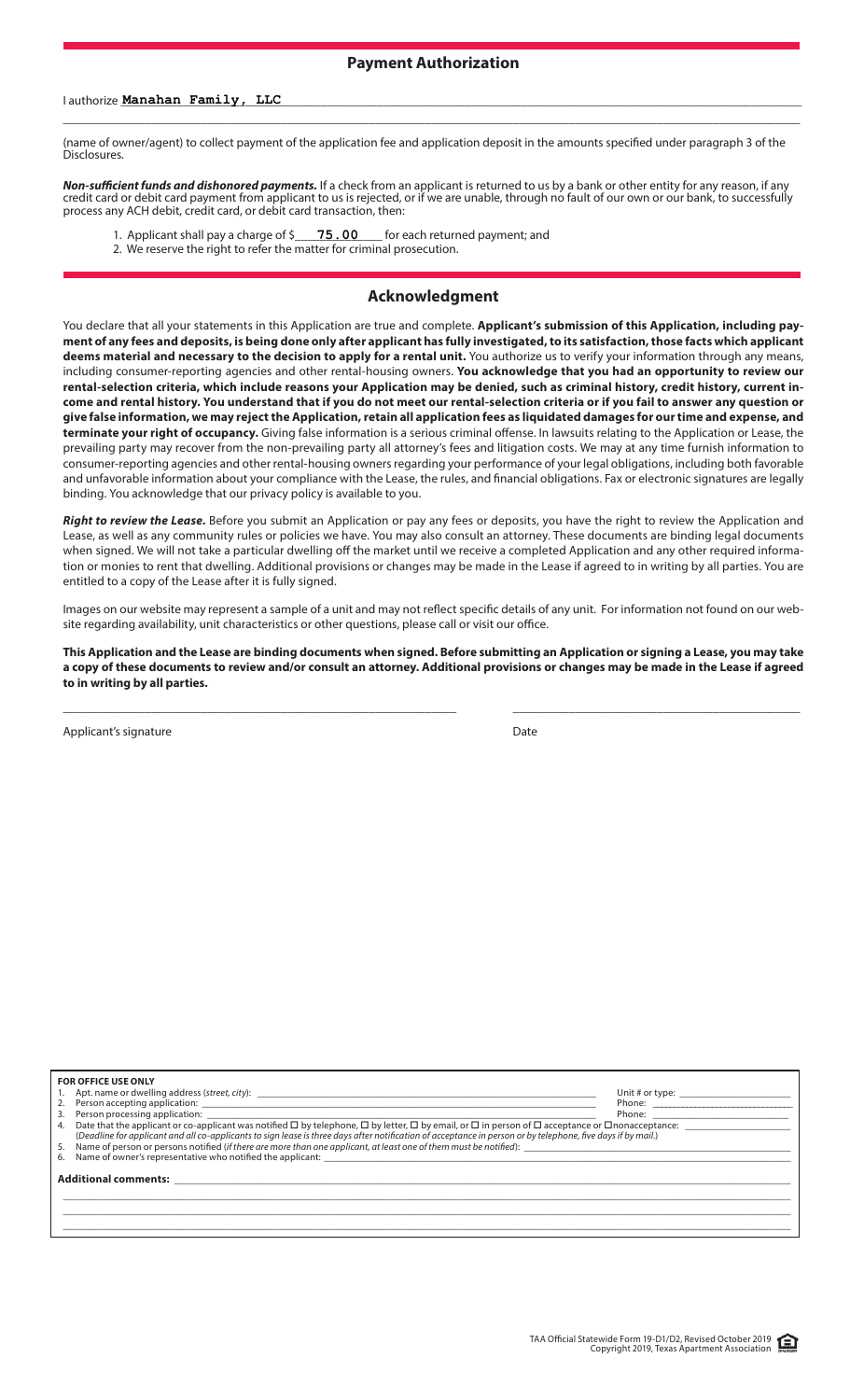## Payment Authorization

I authorize **Manahan Family, LLC** ______________________________________________

(name of owner/agent) to collect payment of the application fee and application deposit in the amounts specified under paragraph 3 of the Disclosures.

***Non-sufficient funds and dishonored payments.*** If a check from an applicant is returned to us by a bank or other entity for any reason, if any credit card or debit card payment from applicant to us is rejected, or if we are unable, through no fault of our own or our bank, to successfully process any ACH debit, credit card, or debit card transaction, then:

1. Applicant shall pay a charge of $ **75.00** for each returned payment; and
2. We reserve the right to refer the matter for criminal prosecution.

## Acknowledgment

You declare that all your statements in this Application are true and complete. **Applicant's submission of this Application, including payment of any fees and deposits, is being done only after applicant has fully investigated, to its satisfaction, those facts which applicant deems material and necessary to the decision to apply for a rental unit.** You authorize us to verify your information through any means, including consumer-reporting agencies and other rental-housing owners. **You acknowledge that you had an opportunity to review our rental-selection criteria, which include reasons your Application may be denied, such as criminal history, credit history, current income and rental history. You understand that if you do not meet our rental-selection criteria or if you fail to answer any question or give false information, we may reject the Application, retain all application fees as liquidated damages for our time and expense, and terminate your right of occupancy.** Giving false information is a serious criminal offense. In lawsuits relating to the Application or Lease, the prevailing party may recover from the non-prevailing party all attorney's fees and litigation costs. We may at any time furnish information to consumer-reporting agencies and other rental-housing owners regarding your performance of your legal obligations, including both favorable and unfavorable information about your compliance with the Lease, the rules, and financial obligations. Fax or electronic signatures are legally binding. You acknowledge that our privacy policy is available to you.

***Right to review the Lease.*** Before you submit an Application or pay any fees or deposits, you have the right to review the Application and Lease, as well as any community rules or policies we have. You may also consult an attorney. These documents are binding legal documents when signed. We will not take a particular dwelling off the market until we receive a completed Application and any other required information or monies to rent that dwelling. Additional provisions or changes may be made in the Lease if agreed to in writing by all parties. You are entitled to a copy of the Lease after it is fully signed.

Images on our website may represent a sample of a unit and may not reflect specific details of any unit. For information not found on our website regarding availability, unit characteristics or other questions, please call or visit our office.

**This Application and the Lease are binding documents when signed. Before submitting an Application or signing a Lease, you may take a copy of these documents to review and/or consult an attorney. Additional provisions or changes may be made in the Lease if agreed to in writing by all parties.**

______________________________________________ ______________________________

Applicant's signature Date

**FOR OFFICE USE ONLY**

1. Apt. name or dwelling address (*street, city*): ______________________ Unit # or type: ______________
2. Person accepting application: ______________________ Phone: ______________
3. Person processing application: ______________________ Phone: ______________
4. Date that the applicant or co-applicant was notified ☐ by telephone, ☐ by letter, ☐ by email, or ☐ in person of ☐ acceptance or ☐ nonacceptance: ______________
   (*Deadline for applicant and all co-applicants to sign lease is three days after notification of acceptance in person or by telephone, five days if by mail.*)
5. Name of person or persons notified (*if there are more than one applicant, at least one of them must be notified*): ______________
6. Name of owner's representative who notified the applicant: ______________

**Additional comments:** ______________________________________________

TAA Official Statewide Form 19-D1/D2, Revised October 2019
Copyright 2019, Texas Apartment Association